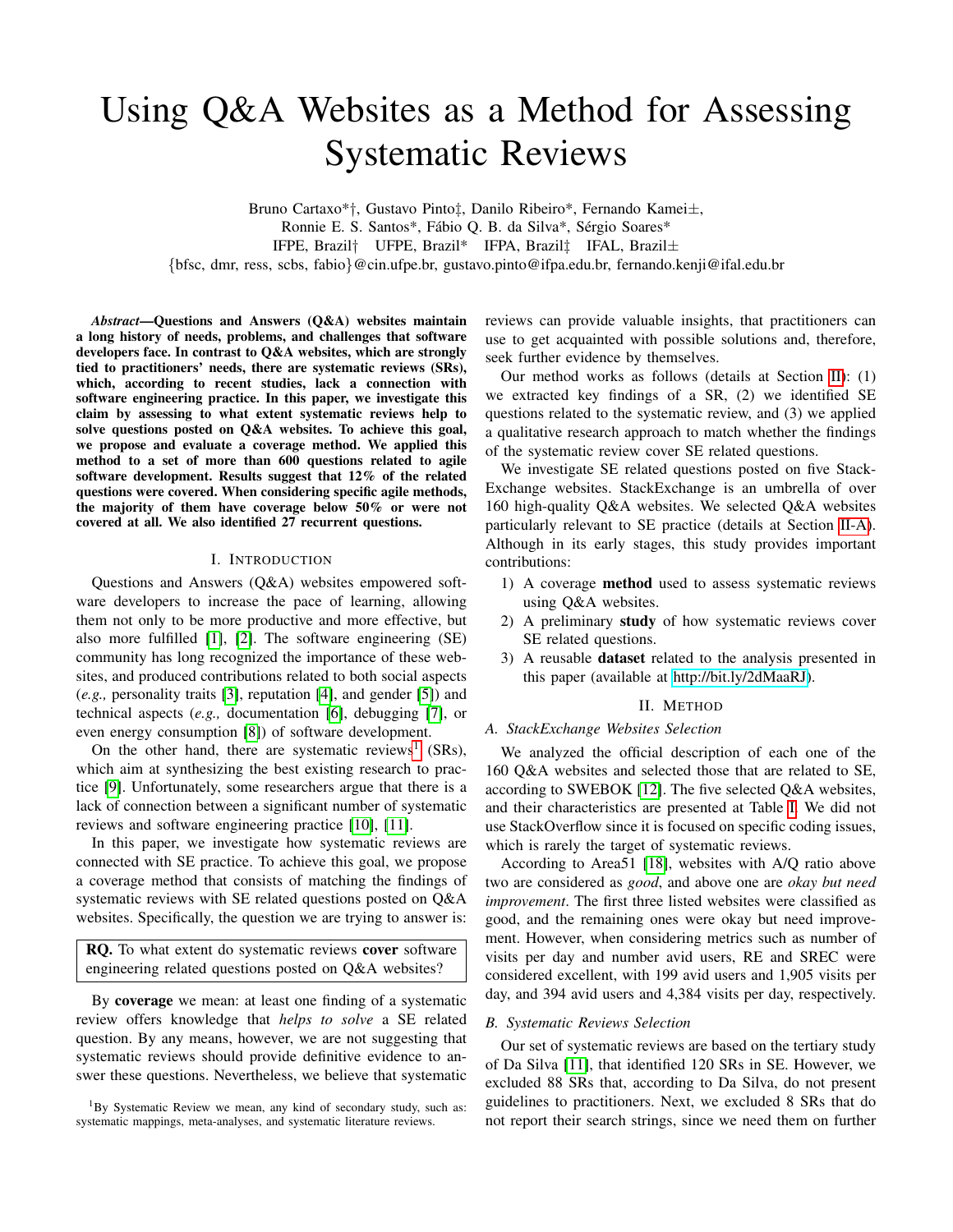# Using Q&A Websites as a Method for Assessing Systematic Reviews

Bruno Cartaxo*†, Gustavo Pinto‡, Danilo Ribeiro*, Fernando Kamei±,
Ronnie E. S. Santos*, Fábio Q. B. da Silva*, Sérgio Soares*
IFPE, Brazil† UFPE, Brazil* IFPA, Brazil‡ IFAL, Brazil±
{bfsc, dmr, ress, scbs, fabio}@cin.ufpe.br, gustavo.pinto@ifpa.edu.br, fernando.kenji@ifal.edu.br

***Abstract*—Questions and Answers (Q&A) websites maintain a long history of needs, problems, and challenges that software developers face. In contrast to Q&A websites, which are strongly tied to practitioners' needs, there are systematic reviews (SRs), which, according to recent studies, lack a connection with software engineering practice. In this paper, we investigate this claim by assessing to what extent systematic reviews help to solve questions posted on Q&A websites. To achieve this goal, we propose and evaluate a coverage method. We applied this method to a set of more than 600 questions related to agile software development. Results suggest that 12% of the related questions were covered. When considering specific agile methods, the majority of them have coverage below 50% or were not covered at all. We also identified 27 recurrent questions.**

## I. Introduction

Questions and Answers (Q&A) websites empowered software developers to increase the pace of learning, allowing them not only to be more productive and more effective, but also more fulfilled [1], [2]. The software engineering (SE) community has long recognized the importance of these websites, and produced contributions related to both social aspects (*e.g.,* personality traits [3], reputation [4], and gender [5]) and technical aspects (*e.g.,* documentation [6], debugging [7], or even energy consumption [8]) of software development.

On the other hand, there are systematic reviews[1] (SRs), which aim at synthesizing the best existing research to practice [9]. Unfortunately, some researchers argue that there is a lack of connection between a significant number of systematic reviews and software engineering practice [10], [11].

In this paper, we investigate how systematic reviews are connected with SE practice. To achieve this goal, we propose a coverage method that consists of matching the findings of systematic reviews with SE related questions posted on Q&A websites. Specifically, the question we are trying to answer is:

> **RQ.** To what extent do systematic reviews **cover** software engineering related questions posted on Q&A websites?

By **coverage** we mean: at least one finding of a systematic review offers knowledge that *helps to solve* a SE related question. By any means, however, we are not suggesting that systematic reviews should provide definitive evidence to answer these questions. Nevertheless, we believe that systematic reviews can provide valuable insights, that practitioners can use to get acquainted with possible solutions and, therefore, seek further evidence by themselves.

Our method works as follows (details at Section II): (1) we extracted key findings of a SR, (2) we identified SE questions related to the systematic review, and (3) we applied a qualitative research approach to match whether the findings of the systematic review cover SE related questions.

We investigate SE related questions posted on five StackExchange websites. StackExchange is an umbrella of over 160 high-quality Q&A websites. We selected Q&A websites particularly relevant to SE practice (details at Section II-A). Although in its early stages, this study provides important contributions:

1) A coverage **method** used to assess systematic reviews using Q&A websites.
2) A preliminary **study** of how systematic reviews cover SE related questions.
3) A reusable **dataset** related to the analysis presented in this paper (available at http://bit.ly/2dMaaRJ).

## II. Method

### A. StackExchange Websites Selection

We analyzed the official description of each one of the 160 Q&A websites and selected those that are related to SE, according to SWEBOK [12]. The five selected Q&A websites, and their characteristics are presented at Table I. We did not use StackOverflow since it is focused on specific coding issues, which is rarely the target of systematic reviews.

According to Area51 [18], websites with A/Q ratio above two are considered as *good*, and above one are *okay but need improvement*. The first three listed websites were classified as good, and the remaining ones were okay but need improvement. However, when considering metrics such as number of visits per day and number avid users, RE and SREC were considered excellent, with 199 avid users and 1,905 visits per day, and 394 avid users and 4,384 visits per day, respectively.

### B. Systematic Reviews Selection

Our set of systematic reviews are based on the tertiary study of Da Silva [11], that identified 120 SRs in SE. However, we excluded 88 SRs that, according to Da Silva, do not present guidelines to practitioners. Next, we excluded 8 SRs that do not report their search strings, since we need them on further

[1]By Systematic Review we mean, any kind of secondary study, such as: systematic mappings, meta-analyses, and systematic literature reviews.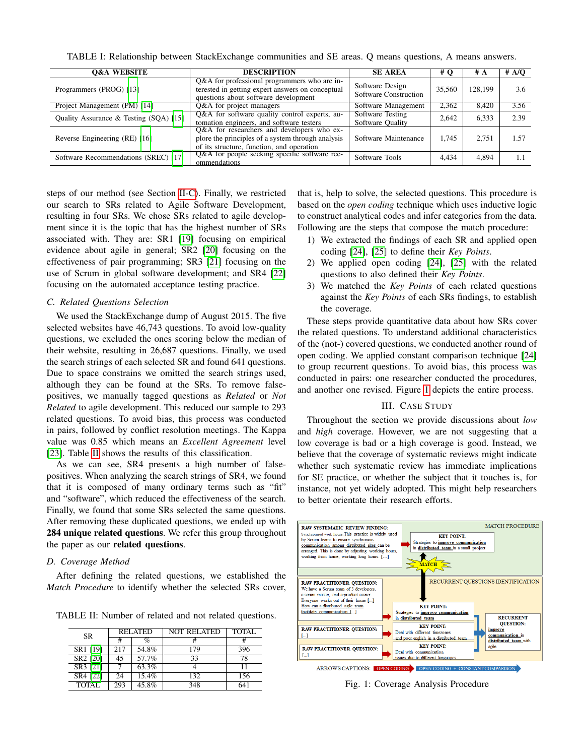TABLE I: Relationship between StackExchange communities and SE areas. Q means questions, A means answers.

| Q&A WEBSITE | DESCRIPTION | SE AREA | # Q | # A | # A/Q |
|---|---|---|---|---|---|
| Programmers (PROG) [13] | Q&A for professional programmers who are interested in getting expert answers on conceptual questions about software development | Software Design Software Construction | 35,560 | 128,199 | 3.6 |
| Project Management (PM) [14] | Q&A for project managers | Software Management | 2,362 | 8,420 | 3.56 |
| Quality Assurance & Testing (SQA) [15] | Q&A for software quality control experts, automation engineers, and software testers | Software Testing Software Quality | 2,642 | 6,333 | 2.39 |
| Reverse Engineering (RE) [16] | Q&A for researchers and developers who explore the principles of a system through analysis of its structure, function, and operation | Software Maintenance | 1,745 | 2,751 | 1.57 |
| Software Recommendations (SREC) [17] | Q&A for people seeking specific software recommendations | Software Tools | 4,434 | 4,894 | 1.1 |

steps of our method (see Section II-C). Finally, we restricted our search to SRs related to Agile Software Development, resulting in four SRs. We chose SRs related to agile development since it is the topic that has the highest number of SRs associated with. They are: SR1 [19] focusing on empirical evidence about agile in general; SR2 [20] focusing on the effectiveness of pair programming; SR3 [21] focusing on the use of Scrum in global software development; and SR4 [22] focusing on the automated acceptance testing practice.

### C. Related Questions Selection

We used the StackExchange dump of August 2015. The five selected websites have 46,743 questions. To avoid low-quality questions, we excluded the ones scoring below the median of their website, resulting in 26,687 questions. Finally, we used the search strings of each selected SR and found 641 questions. Due to space constrains we omitted the search strings used, although they can be found at the SRs. To remove false-positives, we manually tagged questions as *Related* or *Not Related* to agile development. This reduced our sample to 293 related questions. To avoid bias, this process was conducted in pairs, followed by conflict resolution meetings. The Kappa value was 0.85 which means an *Excellent Agreement* level [23]. Table II shows the results of this classification.

As we can see, SR4 presents a high number of false-positives. When analyzing the search strings of SR4, we found that it is composed of many ordinary terms such as "fit" and "software", which reduced the effectiveness of the search. Finally, we found that some SRs selected the same questions. After removing these duplicated questions, we ended up with **284 unique related questions**. We refer this group throughout the paper as our **related questions**.

### D. Coverage Method

After defining the related questions, we established the *Match Procedure* to identify whether the selected SRs cover,

TABLE II: Number of related and not related questions.

| SR | RELATED | | NOT RELATED | TOTAL |
|---|---|---|---|---|
| | # | % | # | # |
| SR1 [19] | 217 | 54.8% | 179 | 396 |
| SR2 [20] | 45 | 57.7% | 33 | 78 |
| SR3 [21] | 7 | 63.3% | 4 | 11 |
| SR4 [22] | 24 | 15.4% | 132 | 156 |
| TOTAL | 293 | 45.8% | 348 | 641 |

that is, help to solve, the selected questions. This procedure is based on the *open coding* technique which uses inductive logic to construct analytical codes and infer categories from the data. Following are the steps that compose the match procedure:

1) We extracted the findings of each SR and applied open coding [24], [25] to define their *Key Points*.
2) We applied open coding [24], [25] with the related questions to also defined their *Key Points*.
3) We matched the *Key Points* of each related questions against the *Key Points* of each SRs findings, to establish the coverage.

These steps provide quantitative data about how SRs cover the related questions. To understand additional characteristics of the (not-) covered questions, we conducted another round of open coding. We applied constant comparison technique [24] to group recurrent questions. To avoid bias, this process was conducted in pairs: one researcher conducted the procedures, and another one revised. Figure 1 depicts the entire process.

## III. Case Study

Throughout the section we provide discussions about *low* and *high* coverage. However, we are not suggesting that a low coverage is bad or a high coverage is good. Instead, we believe that the coverage of systematic reviews might indicate whether such systematic review has immediate implications for SE practice, or whether the subject that it touches is, for instance, not yet widely adopted. This might help researchers to better orientate their research efforts.

Fig. 1: Coverage Analysis Procedure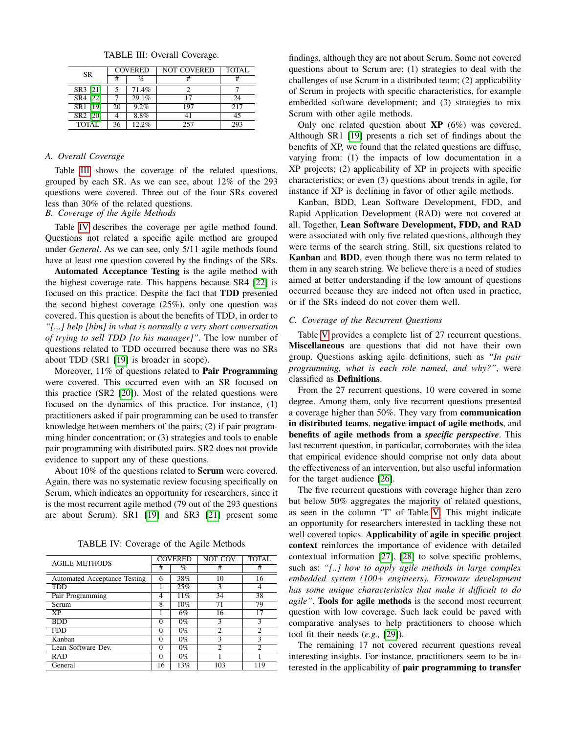TABLE III: Overall Coverage.

| SR | COVERED | | NOT COVERED | TOTAL |
|---|---|---|---|---|
| | # | % | # | # |
| SR3 [21] | 5 | 71.4% | 2 | 7 |
| SR4 [22] | 7 | 29.1% | 17 | 24 |
| SR1 [19] | 20 | 9.2% | 197 | 217 |
| SR2 [20] | 4 | 8.8% | 41 | 45 |
| TOTAL | 36 | 12.2% | 257 | 293 |

### A. Overall Coverage

Table III shows the coverage of the related questions, grouped by each SR. As we can see, about 12% of the 293 questions were covered. Three out of the four SRs covered less than 30% of the related questions.

### B. Coverage of the Agile Methods

Table IV describes the coverage per agile method found. Questions not related a specific agile method are grouped under *General*. As we can see, only 5/11 agile methods found have at least one question covered by the findings of the SRs.

**Automated Acceptance Testing** is the agile method with the highest coverage rate. This happens because SR4 [22] is focused on this practice. Despite the fact that **TDD** presented the second highest coverage (25%), only one question was covered. This question is about the benefits of TDD, in order to *"[...] help [him] in what is normally a very short conversation of trying to sell TDD [to his manager]"*. The low number of questions related to TDD occurred because there was no SRs about TDD (SR1 [19] is broader in scope).

Moreover, 11% of questions related to **Pair Programming** were covered. This occurred even with an SR focused on this practice (SR2 [20]). Most of the related questions were focused on the dynamics of this practice. For instance, (1) practitioners asked if pair programming can be used to transfer knowledge between members of the pairs; (2) if pair programming hinder concentration; or (3) strategies and tools to enable pair programming with distributed pairs. SR2 does not provide evidence to support any of these questions.

About 10% of the questions related to **Scrum** were covered. Again, there was no systematic review focusing specifically on Scrum, which indicates an opportunity for researchers, since it is the most recurrent agile method (79 out of the 293 questions are about Scrum). SR1 [19] and SR3 [21] present some findings, although they are not about Scrum. Some not covered questions about to Scrum are: (1) strategies to deal with the challenges of use Scrum in a distributed team; (2) applicability of Scrum in projects with specific characteristics, for example embedded software development; and (3) strategies to mix Scrum with other agile methods.

TABLE IV: Coverage of the Agile Methods

| AGILE METHODS | COVERED | | NOT COV. | TOTAL |
|---|---|---|---|---|
| | # | % | # | # |
| Automated Acceptance Testing | 6 | 38% | 10 | 16 |
| TDD | 1 | 25% | 3 | 4 |
| Pair Programming | 4 | 11% | 34 | 38 |
| Scrum | 8 | 10% | 71 | 79 |
| XP | 1 | 6% | 16 | 17 |
| BDD | 0 | 0% | 3 | 3 |
| FDD | 0 | 0% | 2 | 2 |
| Kanban | 0 | 0% | 3 | 3 |
| Lean Software Dev. | 0 | 0% | 2 | 2 |
| RAD | 0 | 0% | 1 | 1 |
| General | 16 | 13% | 103 | 119 |

Only one related question about **XP** (6%) was covered. Although SR1 [19] presents a rich set of findings about the benefits of XP, we found that the related questions are diffuse, varying from: (1) the impacts of low documentation in a XP projects; (2) applicability of XP in projects with specific characteristics; or even (3) questions about trends in agile, for instance if XP is declining in favor of other agile methods.

Kanban, BDD, Lean Software Development, FDD, and Rapid Application Development (RAD) were not covered at all. Together, **Lean Software Development, FDD, and RAD** were associated with only five related questions, although they were terms of the search string. Still, six questions related to **Kanban** and **BDD**, even though there was no term related to them in any search string. We believe there is a need of studies aimed at better understanding if the low amount of questions occurred because they are indeed not often used in practice, or if the SRs indeed do not cover them well.

### C. Coverage of the Recurrent Questions

Table V provides a complete list of 27 recurrent questions. **Miscellaneous** are questions that did not have their own group. Questions asking agile definitions, such as *"In pair programming, what is each role named, and why?"*, were classified as **Definitions**.

From the 27 recurrent questions, 10 were covered in some degree. Among them, only five recurrent questions presented a coverage higher than 50%. They vary from **communication in distributed teams**, **negative impact of agile methods**, and **benefits of agile methods from a *specific perspective***. This last recurrent question, in particular, corroborates with the idea that empirical evidence should comprise not only data about the effectiveness of an intervention, but also useful information for the target audience [26].

The five recurrent questions with coverage higher than zero but below 50% aggregates the majority of related questions, as seen in the column 'T' of Table V. This might indicate an opportunity for researchers interested in tackling these not well covered topics. **Applicability of agile in specific project context** reinforces the importance of evidence with detailed contextual information [27], [28] to solve specific problems, such as: *"[..] how to apply agile methods in large complex embedded system (100+ engineers). Firmware development has some unique characteristics that make it difficult to do agile"*. **Tools for agile methods** is the second most recurrent question with low coverage. Such lack could be paved with comparative analyses to help practitioners to choose which tool fit their needs (*e.g.,* [29]).

The remaining 17 not covered recurrent questions reveal interesting insights. For instance, practitioners seem to be interested in the applicability of **pair programming to transfer**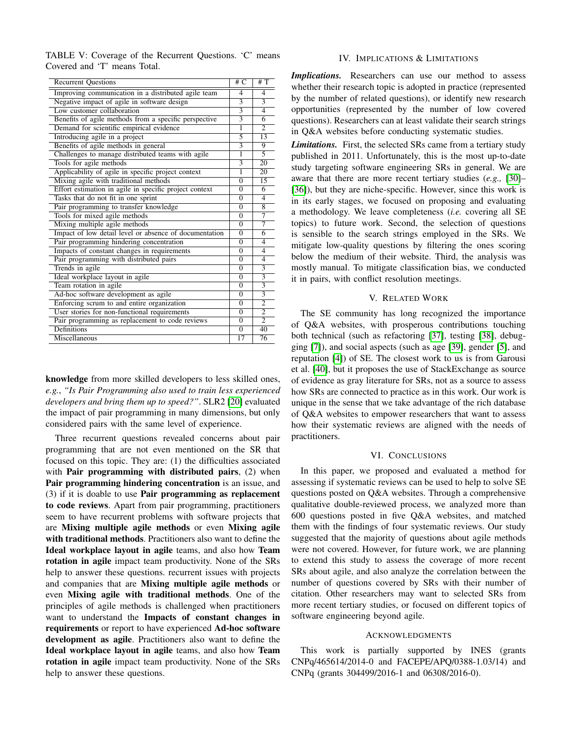TABLE V: Coverage of the Recurrent Questions. 'C' means Covered and 'T' means Total.

| Recurrent Questions | # C | # T |
|---|---|---|
| Improving communication in a distributed agile team | 4 | 4 |
| Negative impact of agile in software design | 3 | 3 |
| Low customer collaboration | 3 | 4 |
| Benefits of agile methods from a specific perspective | 3 | 6 |
| Demand for scientific empirical evidence | 1 | 2 |
| Introducing agile in a project | 5 | 13 |
| Benefits of agile methods in general | 3 | 9 |
| Challenges to manage distributed teams with agile | 1 | 5 |
| Tools for agile methods | 3 | 20 |
| Applicability of agile in specific project context | 1 | 20 |
| Mixing agile with traditional methods | 0 | 15 |
| Effort estimation in agile in specific project context | 0 | 6 |
| Tasks that do not fit in one sprint | 0 | 4 |
| Pair programming to transfer knowledge | 0 | 8 |
| Tools for mixed agile methods | 0 | 7 |
| Mixing multiple agile methods | 0 | 7 |
| Impact of low detail level or absence of documentation | 0 | 6 |
| Pair programming hindering concentration | 0 | 4 |
| Impacts of constant changes in requirements | 0 | 4 |
| Pair programming with distributed pairs | 0 | 4 |
| Trends in agile | 0 | 3 |
| Ideal workplace layout in agile | 0 | 3 |
| Team rotation in agile | 0 | 3 |
| Ad-hoc software development as agile | 0 | 3 |
| Enforcing scrum to and entire organization | 0 | 2 |
| User stories for non-functional requirements | 0 | 2 |
| Pair programming as replacement to code reviews | 0 | 2 |
| Definitions | 0 | 40 |
| Miscellaneous | 17 | 76 |

**knowledge** from more skilled developers to less skilled ones, *e.g.*, *"Is Pair Programming also used to train less experienced developers and bring them up to speed?"*. SLR2 [20] evaluated the impact of pair programming in many dimensions, but only considered pairs with the same level of experience.

Three recurrent questions revealed concerns about pair programming that are not even mentioned on the SR that focused on this topic. They are: (1) the difficulties associated with **Pair programming with distributed pairs**, (2) when **Pair programming hindering concentration** is an issue, and (3) if it is doable to use **Pair programming as replacement to code reviews**. Apart from pair programming, practitioners seem to have recurrent problems with software projects that are **Mixing multiple agile methods** or even **Mixing agile with traditional methods**. Practitioners also want to define the **Ideal workplace layout in agile** teams, and also how **Team rotation in agile** impact team productivity. None of the SRs help to answer these questions. recurrent issues with projects and companies that are **Mixing multiple agile methods** or even **Mixing agile with traditional methods**. One of the principles of agile methods is challenged when practitioners want to understand the **Impacts of constant changes in requirements** or report to have experienced **Ad-hoc software development as agile**. Practitioners also want to define the **Ideal workplace layout in agile** teams, and also how **Team rotation in agile** impact team productivity. None of the SRs help to answer these questions.

## IV. Implications & Limitations

***Implications.*** Researchers can use our method to assess whether their research topic is adopted in practice (represented by the number of related questions), or identify new research opportunities (represented by the number of low covered questions). Researchers can at least validate their search strings in Q&A websites before conducting systematic studies.

***Limitations.*** First, the selected SRs came from a tertiary study published in 2011. Unfortunately, this is the most up-to-date study targeting software engineering SRs in general. We are aware that there are more recent tertiary studies (*e.g.,* [30]–[36]), but they are niche-specific. However, since this work is in its early stages, we focused on proposing and evaluating a methodology. We leave completeness (*i.e.* covering all SE topics) to future work. Second, the selection of questions is sensible to the search strings employed in the SRs. We mitigate low-quality questions by filtering the ones scoring below the medium of their website. Third, the analysis was mostly manual. To mitigate classification bias, we conducted it in pairs, with conflict resolution meetings.

## V. Related Work

The SE community has long recognized the importance of Q&A websites, with prosperous contributions touching both technical (such as refactoring [37], testing [38], debugging [7]), and social aspects (such as age [39], gender [5], and reputation [4]) of SE. The closest work to us is from Garousi et al. [40], but it proposes the use of StackExchange as source of evidence as gray literature for SRs, not as a source to assess how SRs are connected to practice as in this work. Our work is unique in the sense that we take advantage of the rich database of Q&A websites to empower researchers that want to assess how their systematic reviews are aligned with the needs of practitioners.

## VI. Conclusions

In this paper, we proposed and evaluated a method for assessing if systematic reviews can be used to help to solve SE questions posted on Q&A websites. Through a comprehensive qualitative double-reviewed process, we analyzed more than 600 questions posted in five Q&A websites, and matched them with the findings of four systematic reviews. Our study suggested that the majority of questions about agile methods were not covered. However, for future work, we are planning to extend this study to assess the coverage of more recent SRs about agile, and also analyze the correlation between the number of questions covered by SRs with their number of citation. Other researchers may want to selected SRs from more recent tertiary studies, or focused on different topics of software engineering beyond agile.

## Acknowledgments

This work is partially supported by INES (grants CNPq/465614/2014-0 and FACEPE/APQ/0388-1.03/14) and CNPq (grants 304499/2016-1 and 06308/2016-0).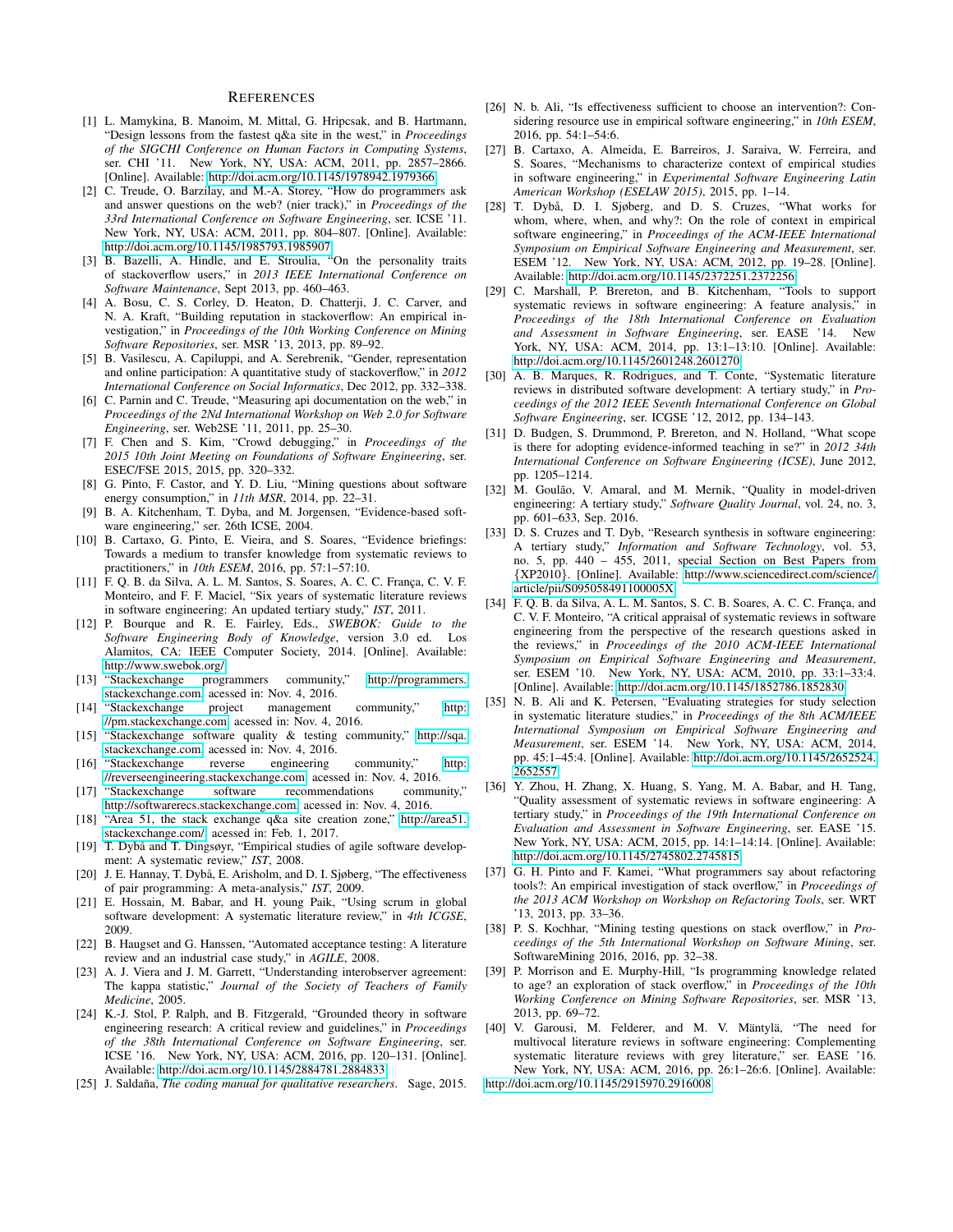## References

[1] L. Mamykina, B. Manoim, M. Mittal, G. Hripcsak, and B. Hartmann, "Design lessons from the fastest q&a site in the west," in *Proceedings of the SIGCHI Conference on Human Factors in Computing Systems*, ser. CHI '11. New York, NY, USA: ACM, 2011, pp. 2857–2866. [Online]. Available: http://doi.acm.org/10.1145/1978942.1979366

[2] C. Treude, O. Barzilay, and M.-A. Storey, "How do programmers ask and answer questions on the web? (nier track)," in *Proceedings of the 33rd International Conference on Software Engineering*, ser. ICSE '11. New York, NY, USA: ACM, 2011, pp. 804–807. [Online]. Available: http://doi.acm.org/10.1145/1985793.1985907

[3] B. Bazelli, A. Hindle, and E. Stroulia, "On the personality traits of stackoverflow users," in *2013 IEEE International Conference on Software Maintenance*, Sept 2013, pp. 460–463.

[4] A. Bosu, C. S. Corley, D. Heaton, D. Chatterji, J. C. Carver, and N. A. Kraft, "Building reputation in stackoverflow: An empirical investigation," in *Proceedings of the 10th Working Conference on Mining Software Repositories*, ser. MSR '13, 2013, pp. 89–92.

[5] B. Vasilescu, A. Capiluppi, and A. Serebrenik, "Gender, representation and online participation: A quantitative study of stackoverflow," in *2012 International Conference on Social Informatics*, Dec 2012, pp. 332–338.

[6] C. Parnin and C. Treude, "Measuring api documentation on the web," in *Proceedings of the 2Nd International Workshop on Web 2.0 for Software Engineering*, ser. Web2SE '11, 2011, pp. 25–30.

[7] F. Chen and S. Kim, "Crowd debugging," in *Proceedings of the 2015 10th Joint Meeting on Foundations of Software Engineering*, ser. ESEC/FSE 2015, 2015, pp. 320–332.

[8] G. Pinto, F. Castor, and Y. D. Liu, "Mining questions about software energy consumption," in *11th MSR*, 2014, pp. 22–31.

[9] B. A. Kitchenham, T. Dyba, and M. Jorgensen, "Evidence-based software engineering," ser. 26th ICSE, 2004.

[10] B. Cartaxo, G. Pinto, E. Vieira, and S. Soares, "Evidence briefings: Towards a medium to transfer knowledge from systematic reviews to practitioners," in *10th ESEM*, 2016, pp. 57:1–57:10.

[11] F. Q. B. da Silva, A. L. M. Santos, S. Soares, A. C. C. França, C. V. F. Monteiro, and F. F. Maciel, "Six years of systematic literature reviews in software engineering: An updated tertiary study," *IST*, 2011.

[12] P. Bourque and R. E. Fairley, Eds., *SWEBOK: Guide to the Software Engineering Body of Knowledge*, version 3.0 ed. Los Alamitos, CA: IEEE Computer Society, 2014. [Online]. Available: http://www.swebok.org/

[13] "Stackexchange programmers community," http://programmers.stackexchange.com, acessed in: Nov. 4, 2016.

[14] "Stackexchange project management community," http://pm.stackexchange.com, acessed in: Nov. 4, 2016.

[15] "Stackexchange software quality & testing community," http://sqa.stackexchange.com, acessed in: Nov. 4, 2016.

[16] "Stackexchange reverse engineering community," http://reverseengineering.stackexchange.com, acessed in: Nov. 4, 2016.

[17] "Stackexchange software recommendations community," http://softwarerecs.stackexchange.com, acessed in: Nov. 4, 2016.

[18] "Area 51, the stack exchange q&a site creation zone," http://area51.stackexchange.com/, acessed in: Feb. 1, 2017.

[19] T. Dybå and T. Dingsøyr, "Empirical studies of agile software development: A systematic review," *IST*, 2008.

[20] J. E. Hannay, T. Dybå, E. Arisholm, and D. I. Sjøberg, "The effectiveness of pair programming: A meta-analysis," *IST*, 2009.

[21] E. Hossain, M. Babar, and H. young Paik, "Using scrum in global software development: A systematic literature review," in *4th ICGSE*, 2009.

[22] B. Haugset and G. Hanssen, "Automated acceptance testing: A literature review and an industrial case study," in *AGILE*, 2008.

[23] A. J. Viera and J. M. Garrett, "Understanding interobserver agreement: The kappa statistic," *Journal of the Society of Teachers of Family Medicine*, 2005.

[24] K.-J. Stol, P. Ralph, and B. Fitzgerald, "Grounded theory in software engineering research: A critical review and guidelines," in *Proceedings of the 38th International Conference on Software Engineering*, ser. ICSE '16. New York, NY, USA: ACM, 2016, pp. 120–131. [Online]. Available: http://doi.acm.org/10.1145/2884781.2884833

[25] J. Saldaña, *The coding manual for qualitative researchers*. Sage, 2015.

[26] N. b. Ali, "Is effectiveness sufficient to choose an intervention?: Considering resource use in empirical software engineering," in *10th ESEM*, 2016, pp. 54:1–54:6.

[27] B. Cartaxo, A. Almeida, E. Barreiros, J. Saraiva, W. Ferreira, and S. Soares, "Mechanisms to characterize context of empirical studies in software engineering," in *Experimental Software Engineering Latin American Workshop (ESELAW 2015)*, 2015, pp. 1–14.

[28] T. Dybå, D. I. Sjøberg, and D. S. Cruzes, "What works for whom, where, when, and why?: On the role of context in empirical software engineering," in *Proceedings of the ACM-IEEE International Symposium on Empirical Software Engineering and Measurement*, ser. ESEM '12. New York, NY, USA: ACM, 2012, pp. 19–28. [Online]. Available: http://doi.acm.org/10.1145/2372251.2372256

[29] C. Marshall, P. Brereton, and B. Kitchenham, "Tools to support systematic reviews in software engineering: A feature analysis," in *Proceedings of the 18th International Conference on Evaluation and Assessment in Software Engineering*, ser. EASE '14. New York, NY, USA: ACM, 2014, pp. 13:1–13:10. [Online]. Available: http://doi.acm.org/10.1145/2601248.2601270

[30] A. B. Marques, R. Rodrigues, and T. Conte, "Systematic literature reviews in distributed software development: A tertiary study," in *Proceedings of the 2012 IEEE Seventh International Conference on Global Software Engineering*, ser. ICGSE '12, 2012, pp. 134–143.

[31] D. Budgen, S. Drummond, P. Brereton, and N. Holland, "What scope is there for adopting evidence-informed teaching in se?" in *2012 34th International Conference on Software Engineering (ICSE)*, June 2012, pp. 1205–1214.

[32] M. Goulão, V. Amaral, and M. Mernik, "Quality in model-driven engineering: A tertiary study," *Software Quality Journal*, vol. 24, no. 3, pp. 601–633, Sep. 2016.

[33] D. S. Cruzes and T. Dyb, "Research synthesis in software engineering: A tertiary study," *Information and Software Technology*, vol. 53, no. 5, pp. 440 – 455, 2011, special Section on Best Papers from {XP2010}. [Online]. Available: http://www.sciencedirect.com/science/article/pii/S095058491100005X

[34] F. Q. B. da Silva, A. L. M. Santos, S. C. B. Soares, A. C. C. França, and C. V. F. Monteiro, "A critical appraisal of systematic reviews in software engineering from the perspective of the research questions asked in the reviews," in *Proceedings of the 2010 ACM-IEEE International Symposium on Empirical Software Engineering and Measurement*, ser. ESEM '10. New York, NY, USA: ACM, 2010, pp. 33:1–33:4. [Online]. Available: http://doi.acm.org/10.1145/1852786.1852830

[35] N. B. Ali and K. Petersen, "Evaluating strategies for study selection in systematic literature studies," in *Proceedings of the 8th ACM/IEEE International Symposium on Empirical Software Engineering and Measurement*, ser. ESEM '14. New York, NY, USA: ACM, 2014, pp. 45:1–45:4. [Online]. Available: http://doi.acm.org/10.1145/2652524.2652557

[36] Y. Zhou, H. Zhang, X. Huang, S. Yang, M. A. Babar, and H. Tang, "Quality assessment of systematic reviews in software engineering: A tertiary study," in *Proceedings of the 19th International Conference on Evaluation and Assessment in Software Engineering*, ser. EASE '15. New York, NY, USA: ACM, 2015, pp. 14:1–14:14. [Online]. Available: http://doi.acm.org/10.1145/2745802.2745815

[37] G. H. Pinto and F. Kamei, "What programmers say about refactoring tools?: An empirical investigation of stack overflow," in *Proceedings of the 2013 ACM Workshop on Workshop on Refactoring Tools*, ser. WRT '13, 2013, pp. 33–36.

[38] P. S. Kochhar, "Mining testing questions on stack overflow," in *Proceedings of the 5th International Workshop on Software Mining*, ser. SoftwareMining 2016, 2016, pp. 32–38.

[39] P. Morrison and E. Murphy-Hill, "Is programming knowledge related to age? an exploration of stack overflow," in *Proceedings of the 10th Working Conference on Mining Software Repositories*, ser. MSR '13, 2013, pp. 69–72.

[40] V. Garousi, M. Felderer, and M. V. Mäntylä, "The need for multivocal literature reviews in software engineering: Complementing systematic literature reviews with grey literature," ser. EASE '16. New York, NY, USA: ACM, 2016, pp. 26:1–26:6. [Online]. Available: http://doi.acm.org/10.1145/2915970.2916008